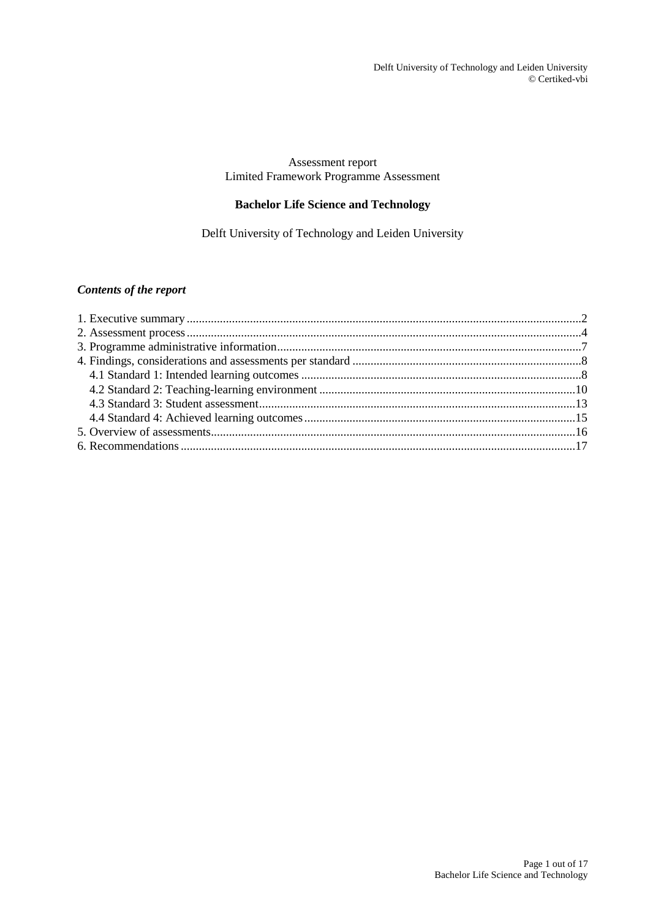Assessment report
Limited Framework Programme Assessment

# Bachelor Life Science and Technology

Delft University of Technology and Leiden University

***Contents of the report***

1. Executive summary ... 2
2. Assessment process ... 4
3. Programme administrative information ... 7
4. Findings, considerations and assessments per standard ... 8
   - 4.1 Standard 1: Intended learning outcomes ... 8
   - 4.2 Standard 2: Teaching-learning environment ... 10
   - 4.3 Standard 3: Student assessment ... 13
   - 4.4 Standard 4: Achieved learning outcomes ... 15
5. Overview of assessments ... 16
6. Recommendations ... 17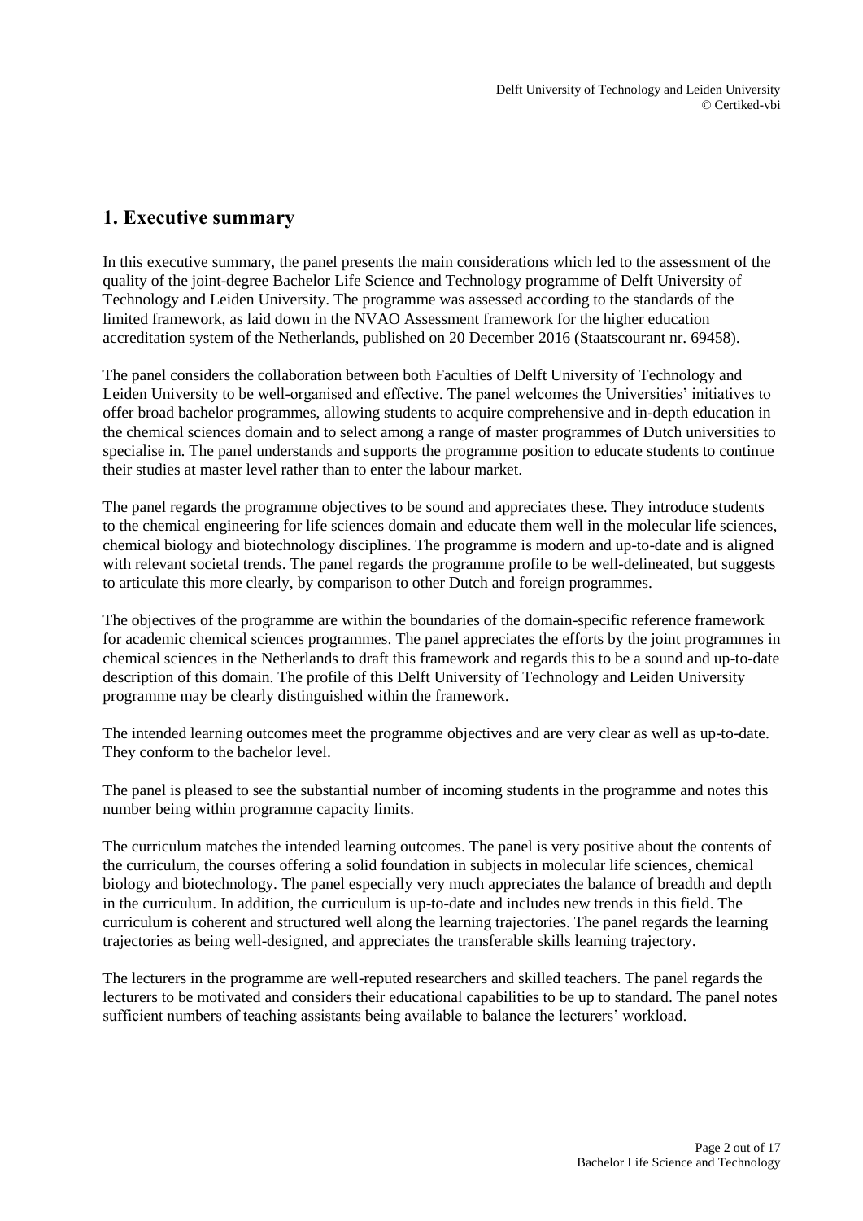# 1. Executive summary

In this executive summary, the panel presents the main considerations which led to the assessment of the quality of the joint-degree Bachelor Life Science and Technology programme of Delft University of Technology and Leiden University. The programme was assessed according to the standards of the limited framework, as laid down in the NVAO Assessment framework for the higher education accreditation system of the Netherlands, published on 20 December 2016 (Staatscourant nr. 69458).

The panel considers the collaboration between both Faculties of Delft University of Technology and Leiden University to be well-organised and effective. The panel welcomes the Universities' initiatives to offer broad bachelor programmes, allowing students to acquire comprehensive and in-depth education in the chemical sciences domain and to select among a range of master programmes of Dutch universities to specialise in. The panel understands and supports the programme position to educate students to continue their studies at master level rather than to enter the labour market.

The panel regards the programme objectives to be sound and appreciates these. They introduce students to the chemical engineering for life sciences domain and educate them well in the molecular life sciences, chemical biology and biotechnology disciplines. The programme is modern and up-to-date and is aligned with relevant societal trends. The panel regards the programme profile to be well-delineated, but suggests to articulate this more clearly, by comparison to other Dutch and foreign programmes.

The objectives of the programme are within the boundaries of the domain-specific reference framework for academic chemical sciences programmes. The panel appreciates the efforts by the joint programmes in chemical sciences in the Netherlands to draft this framework and regards this to be a sound and up-to-date description of this domain. The profile of this Delft University of Technology and Leiden University programme may be clearly distinguished within the framework.

The intended learning outcomes meet the programme objectives and are very clear as well as up-to-date. They conform to the bachelor level.

The panel is pleased to see the substantial number of incoming students in the programme and notes this number being within programme capacity limits.

The curriculum matches the intended learning outcomes. The panel is very positive about the contents of the curriculum, the courses offering a solid foundation in subjects in molecular life sciences, chemical biology and biotechnology. The panel especially very much appreciates the balance of breadth and depth in the curriculum. In addition, the curriculum is up-to-date and includes new trends in this field. The curriculum is coherent and structured well along the learning trajectories. The panel regards the learning trajectories as being well-designed, and appreciates the transferable skills learning trajectory.

The lecturers in the programme are well-reputed researchers and skilled teachers. The panel regards the lecturers to be motivated and considers their educational capabilities to be up to standard. The panel notes sufficient numbers of teaching assistants being available to balance the lecturers' workload.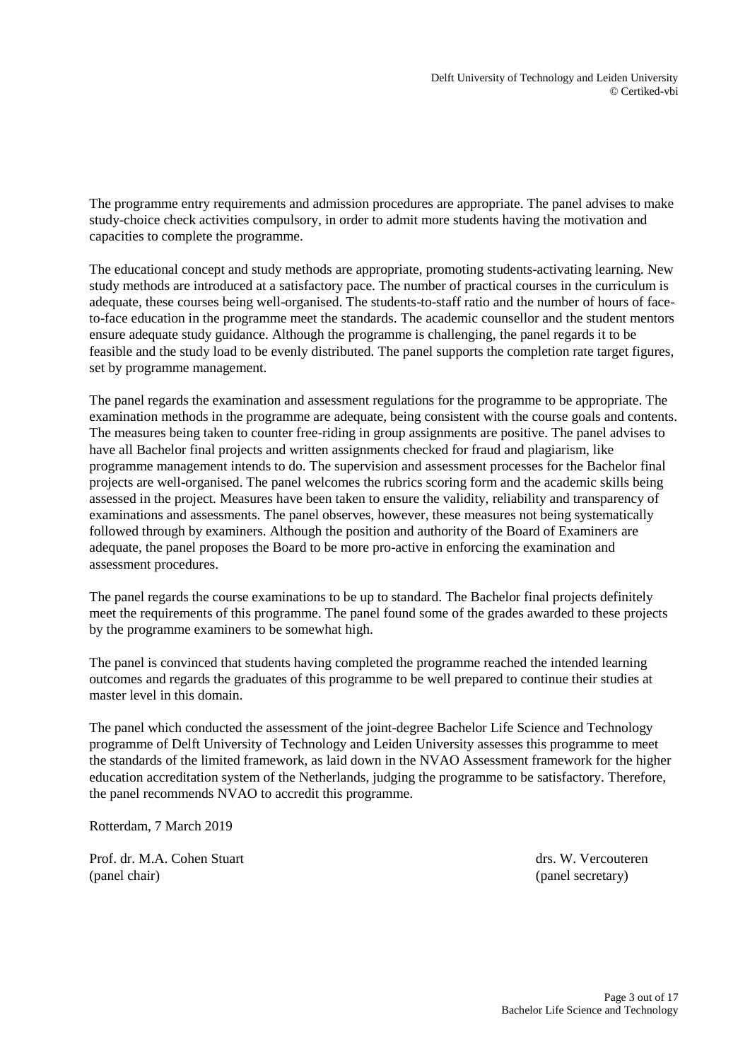The programme entry requirements and admission procedures are appropriate. The panel advises to make study-choice check activities compulsory, in order to admit more students having the motivation and capacities to complete the programme.

The educational concept and study methods are appropriate, promoting students-activating learning. New study methods are introduced at a satisfactory pace. The number of practical courses in the curriculum is adequate, these courses being well-organised. The students-to-staff ratio and the number of hours of face-to-face education in the programme meet the standards. The academic counsellor and the student mentors ensure adequate study guidance. Although the programme is challenging, the panel regards it to be feasible and the study load to be evenly distributed. The panel supports the completion rate target figures, set by programme management.

The panel regards the examination and assessment regulations for the programme to be appropriate. The examination methods in the programme are adequate, being consistent with the course goals and contents. The measures being taken to counter free-riding in group assignments are positive. The panel advises to have all Bachelor final projects and written assignments checked for fraud and plagiarism, like programme management intends to do. The supervision and assessment processes for the Bachelor final projects are well-organised. The panel welcomes the rubrics scoring form and the academic skills being assessed in the project. Measures have been taken to ensure the validity, reliability and transparency of examinations and assessments. The panel observes, however, these measures not being systematically followed through by examiners. Although the position and authority of the Board of Examiners are adequate, the panel proposes the Board to be more pro-active in enforcing the examination and assessment procedures.

The panel regards the course examinations to be up to standard. The Bachelor final projects definitely meet the requirements of this programme. The panel found some of the grades awarded to these projects by the programme examiners to be somewhat high.

The panel is convinced that students having completed the programme reached the intended learning outcomes and regards the graduates of this programme to be well prepared to continue their studies at master level in this domain.

The panel which conducted the assessment of the joint-degree Bachelor Life Science and Technology programme of Delft University of Technology and Leiden University assesses this programme to meet the standards of the limited framework, as laid down in the NVAO Assessment framework for the higher education accreditation system of the Netherlands, judging the programme to be satisfactory. Therefore, the panel recommends NVAO to accredit this programme.

Rotterdam, 7 March 2019

Prof. dr. M.A. Cohen Stuart
(panel chair)

drs. W. Vercouteren
(panel secretary)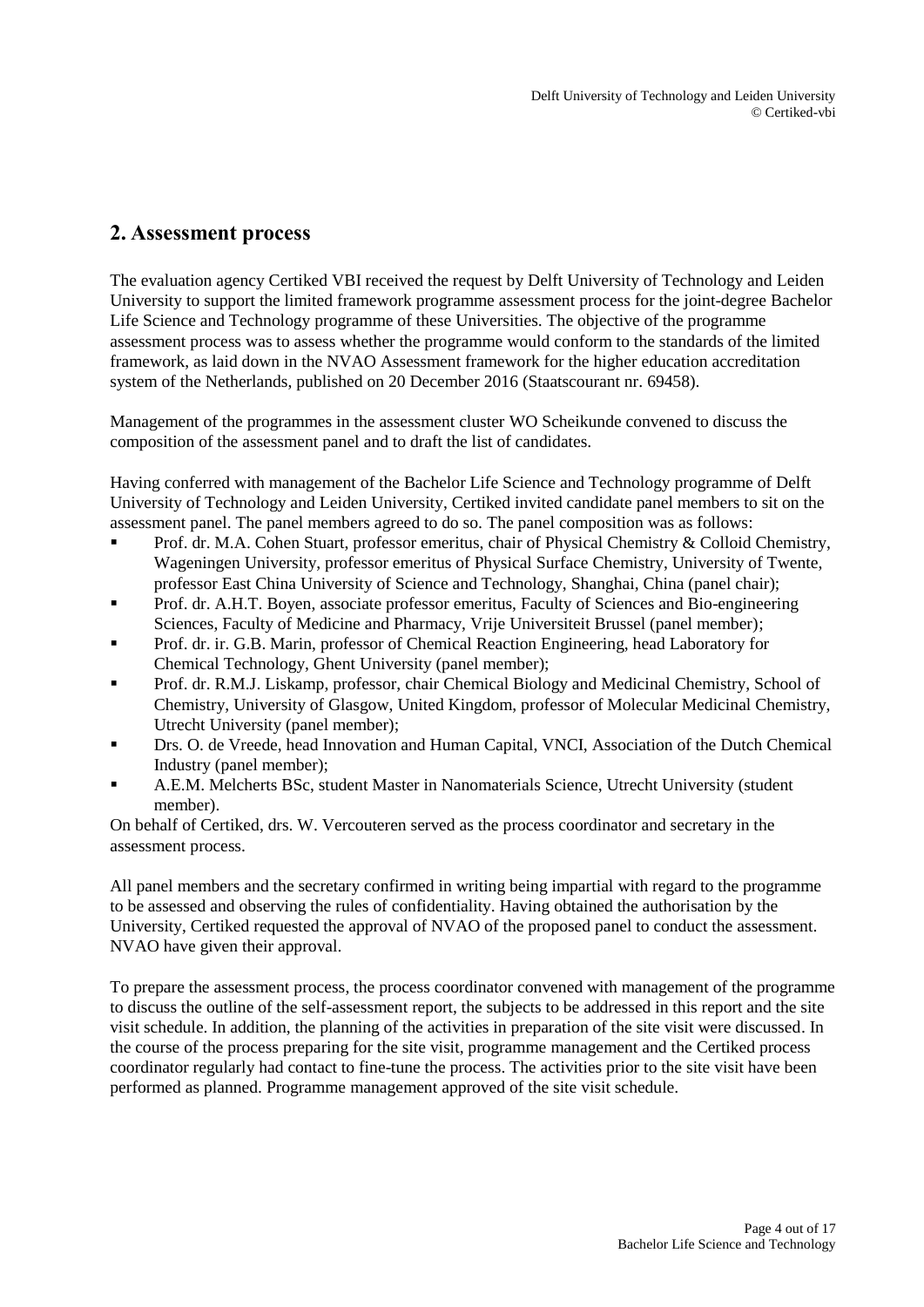## 2. Assessment process

The evaluation agency Certiked VBI received the request by Delft University of Technology and Leiden University to support the limited framework programme assessment process for the joint-degree Bachelor Life Science and Technology programme of these Universities. The objective of the programme assessment process was to assess whether the programme would conform to the standards of the limited framework, as laid down in the NVAO Assessment framework for the higher education accreditation system of the Netherlands, published on 20 December 2016 (Staatscourant nr. 69458).

Management of the programmes in the assessment cluster WO Scheikunde convened to discuss the composition of the assessment panel and to draft the list of candidates.

Having conferred with management of the Bachelor Life Science and Technology programme of Delft University of Technology and Leiden University, Certiked invited candidate panel members to sit on the assessment panel. The panel members agreed to do so. The panel composition was as follows:

- Prof. dr. M.A. Cohen Stuart, professor emeritus, chair of Physical Chemistry & Colloid Chemistry, Wageningen University, professor emeritus of Physical Surface Chemistry, University of Twente, professor East China University of Science and Technology, Shanghai, China (panel chair);
- Prof. dr. A.H.T. Boyen, associate professor emeritus, Faculty of Sciences and Bio-engineering Sciences, Faculty of Medicine and Pharmacy, Vrije Universiteit Brussel (panel member);
- Prof. dr. ir. G.B. Marin, professor of Chemical Reaction Engineering, head Laboratory for Chemical Technology, Ghent University (panel member);
- Prof. dr. R.M.J. Liskamp, professor, chair Chemical Biology and Medicinal Chemistry, School of Chemistry, University of Glasgow, United Kingdom, professor of Molecular Medicinal Chemistry, Utrecht University (panel member);
- Drs. O. de Vreede, head Innovation and Human Capital, VNCI, Association of the Dutch Chemical Industry (panel member);
- A.E.M. Melcherts BSc, student Master in Nanomaterials Science, Utrecht University (student member).

On behalf of Certiked, drs. W. Vercouteren served as the process coordinator and secretary in the assessment process.

All panel members and the secretary confirmed in writing being impartial with regard to the programme to be assessed and observing the rules of confidentiality. Having obtained the authorisation by the University, Certiked requested the approval of NVAO of the proposed panel to conduct the assessment. NVAO have given their approval.

To prepare the assessment process, the process coordinator convened with management of the programme to discuss the outline of the self-assessment report, the subjects to be addressed in this report and the site visit schedule. In addition, the planning of the activities in preparation of the site visit were discussed. In the course of the process preparing for the site visit, programme management and the Certiked process coordinator regularly had contact to fine-tune the process. The activities prior to the site visit have been performed as planned. Programme management approved of the site visit schedule.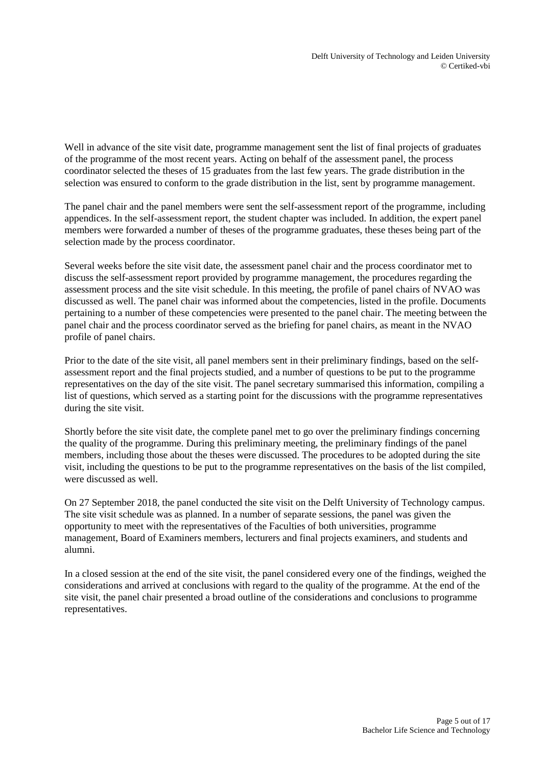Well in advance of the site visit date, programme management sent the list of final projects of graduates of the programme of the most recent years. Acting on behalf of the assessment panel, the process coordinator selected the theses of 15 graduates from the last few years. The grade distribution in the selection was ensured to conform to the grade distribution in the list, sent by programme management.

The panel chair and the panel members were sent the self-assessment report of the programme, including appendices. In the self-assessment report, the student chapter was included. In addition, the expert panel members were forwarded a number of theses of the programme graduates, these theses being part of the selection made by the process coordinator.

Several weeks before the site visit date, the assessment panel chair and the process coordinator met to discuss the self-assessment report provided by programme management, the procedures regarding the assessment process and the site visit schedule. In this meeting, the profile of panel chairs of NVAO was discussed as well. The panel chair was informed about the competencies, listed in the profile. Documents pertaining to a number of these competencies were presented to the panel chair. The meeting between the panel chair and the process coordinator served as the briefing for panel chairs, as meant in the NVAO profile of panel chairs.

Prior to the date of the site visit, all panel members sent in their preliminary findings, based on the self-assessment report and the final projects studied, and a number of questions to be put to the programme representatives on the day of the site visit. The panel secretary summarised this information, compiling a list of questions, which served as a starting point for the discussions with the programme representatives during the site visit.

Shortly before the site visit date, the complete panel met to go over the preliminary findings concerning the quality of the programme. During this preliminary meeting, the preliminary findings of the panel members, including those about the theses were discussed. The procedures to be adopted during the site visit, including the questions to be put to the programme representatives on the basis of the list compiled, were discussed as well.

On 27 September 2018, the panel conducted the site visit on the Delft University of Technology campus. The site visit schedule was as planned. In a number of separate sessions, the panel was given the opportunity to meet with the representatives of the Faculties of both universities, programme management, Board of Examiners members, lecturers and final projects examiners, and students and alumni.

In a closed session at the end of the site visit, the panel considered every one of the findings, weighed the considerations and arrived at conclusions with regard to the quality of the programme. At the end of the site visit, the panel chair presented a broad outline of the considerations and conclusions to programme representatives.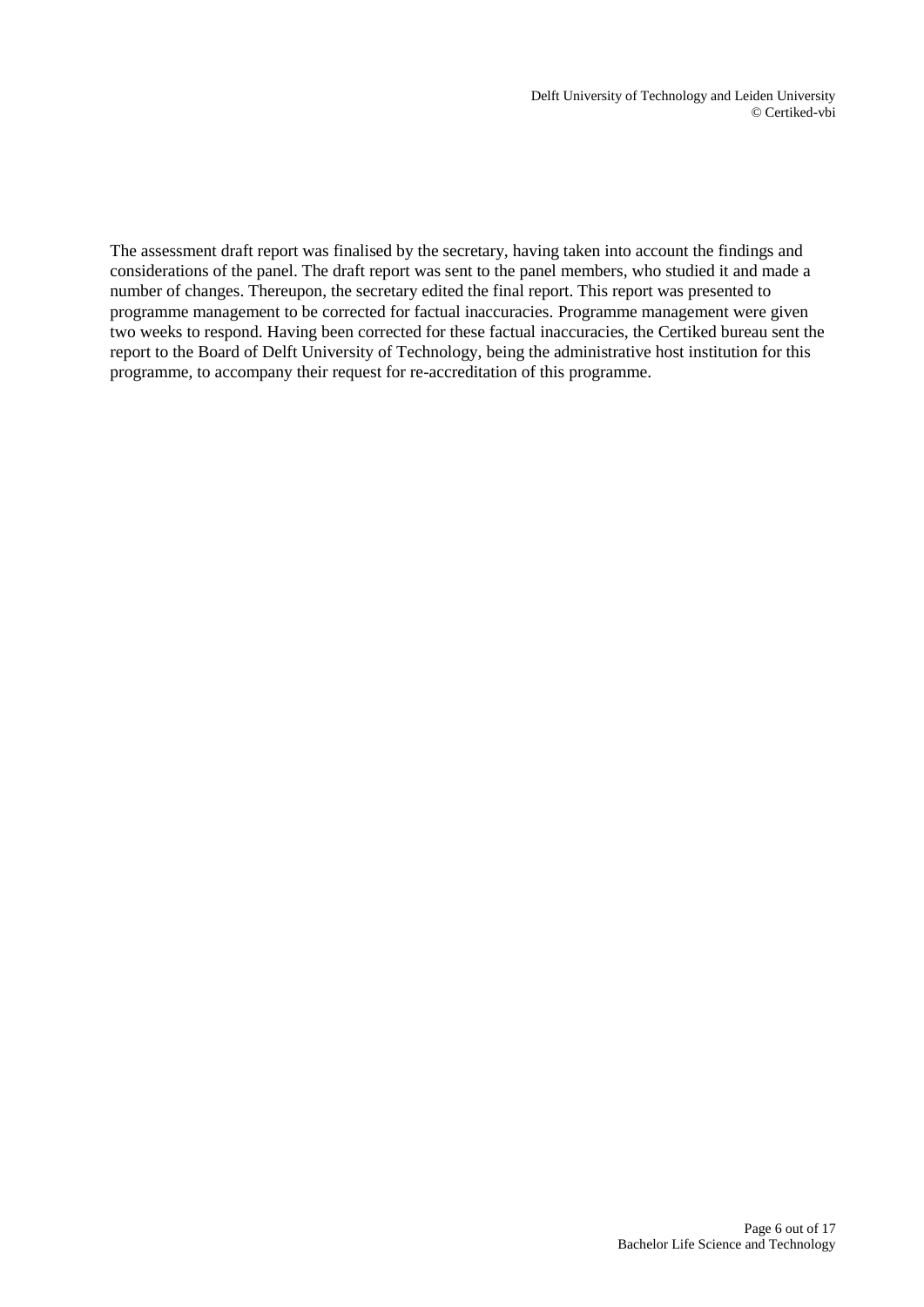The assessment draft report was finalised by the secretary, having taken into account the findings and considerations of the panel. The draft report was sent to the panel members, who studied it and made a number of changes. Thereupon, the secretary edited the final report. This report was presented to programme management to be corrected for factual inaccuracies. Programme management were given two weeks to respond. Having been corrected for these factual inaccuracies, the Certiked bureau sent the report to the Board of Delft University of Technology, being the administrative host institution for this programme, to accompany their request for re-accreditation of this programme.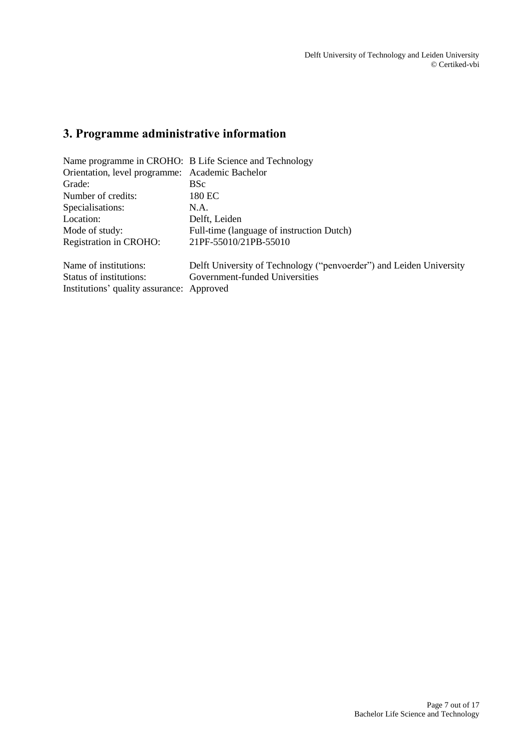## 3. Programme administrative information

Name programme in CROHO: B Life Science and Technology
Orientation, level programme: Academic Bachelor
Grade: BSc
Number of credits: 180 EC
Specialisations: N.A.
Location: Delft, Leiden
Mode of study: Full-time (language of instruction Dutch)
Registration in CROHO: 21PF-55010/21PB-55010

Name of institutions: Delft University of Technology ("penvoerder") and Leiden University
Status of institutions: Government-funded Universities
Institutions' quality assurance: Approved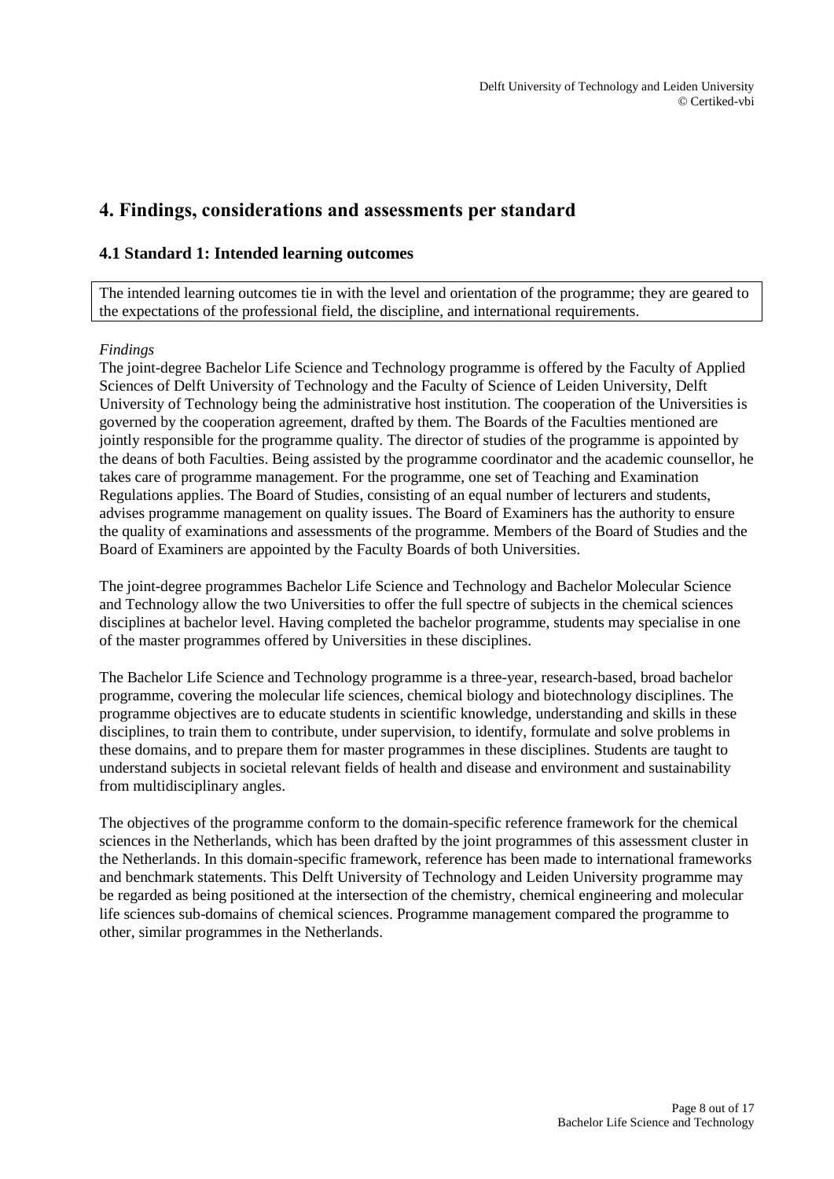# 4. Findings, considerations and assessments per standard

## 4.1 Standard 1: Intended learning outcomes

The intended learning outcomes tie in with the level and orientation of the programme; they are geared to the expectations of the professional field, the discipline, and international requirements.

*Findings*

The joint-degree Bachelor Life Science and Technology programme is offered by the Faculty of Applied Sciences of Delft University of Technology and the Faculty of Science of Leiden University, Delft University of Technology being the administrative host institution. The cooperation of the Universities is governed by the cooperation agreement, drafted by them. The Boards of the Faculties mentioned are jointly responsible for the programme quality. The director of studies of the programme is appointed by the deans of both Faculties. Being assisted by the programme coordinator and the academic counsellor, he takes care of programme management. For the programme, one set of Teaching and Examination Regulations applies. The Board of Studies, consisting of an equal number of lecturers and students, advises programme management on quality issues. The Board of Examiners has the authority to ensure the quality of examinations and assessments of the programme. Members of the Board of Studies and the Board of Examiners are appointed by the Faculty Boards of both Universities.

The joint-degree programmes Bachelor Life Science and Technology and Bachelor Molecular Science and Technology allow the two Universities to offer the full spectre of subjects in the chemical sciences disciplines at bachelor level. Having completed the bachelor programme, students may specialise in one of the master programmes offered by Universities in these disciplines.

The Bachelor Life Science and Technology programme is a three-year, research-based, broad bachelor programme, covering the molecular life sciences, chemical biology and biotechnology disciplines. The programme objectives are to educate students in scientific knowledge, understanding and skills in these disciplines, to train them to contribute, under supervision, to identify, formulate and solve problems in these domains, and to prepare them for master programmes in these disciplines. Students are taught to understand subjects in societal relevant fields of health and disease and environment and sustainability from multidisciplinary angles.

The objectives of the programme conform to the domain-specific reference framework for the chemical sciences in the Netherlands, which has been drafted by the joint programmes of this assessment cluster in the Netherlands. In this domain-specific framework, reference has been made to international frameworks and benchmark statements. This Delft University of Technology and Leiden University programme may be regarded as being positioned at the intersection of the chemistry, chemical engineering and molecular life sciences sub-domains of chemical sciences. Programme management compared the programme to other, similar programmes in the Netherlands.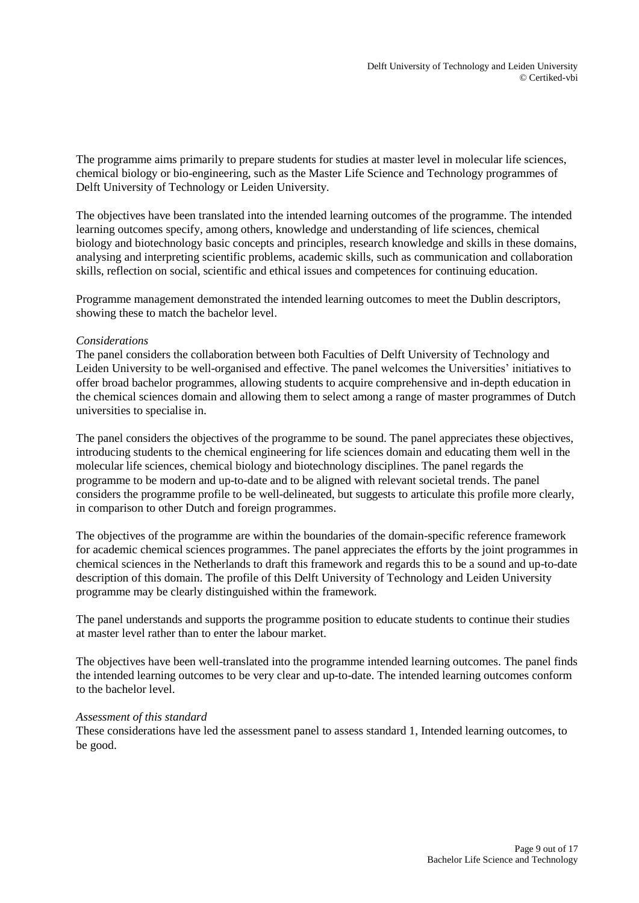The programme aims primarily to prepare students for studies at master level in molecular life sciences, chemical biology or bio-engineering, such as the Master Life Science and Technology programmes of Delft University of Technology or Leiden University.

The objectives have been translated into the intended learning outcomes of the programme. The intended learning outcomes specify, among others, knowledge and understanding of life sciences, chemical biology and biotechnology basic concepts and principles, research knowledge and skills in these domains, analysing and interpreting scientific problems, academic skills, such as communication and collaboration skills, reflection on social, scientific and ethical issues and competences for continuing education.

Programme management demonstrated the intended learning outcomes to meet the Dublin descriptors, showing these to match the bachelor level.

*Considerations*

The panel considers the collaboration between both Faculties of Delft University of Technology and Leiden University to be well-organised and effective. The panel welcomes the Universities' initiatives to offer broad bachelor programmes, allowing students to acquire comprehensive and in-depth education in the chemical sciences domain and allowing them to select among a range of master programmes of Dutch universities to specialise in.

The panel considers the objectives of the programme to be sound. The panel appreciates these objectives, introducing students to the chemical engineering for life sciences domain and educating them well in the molecular life sciences, chemical biology and biotechnology disciplines. The panel regards the programme to be modern and up-to-date and to be aligned with relevant societal trends. The panel considers the programme profile to be well-delineated, but suggests to articulate this profile more clearly, in comparison to other Dutch and foreign programmes.

The objectives of the programme are within the boundaries of the domain-specific reference framework for academic chemical sciences programmes. The panel appreciates the efforts by the joint programmes in chemical sciences in the Netherlands to draft this framework and regards this to be a sound and up-to-date description of this domain. The profile of this Delft University of Technology and Leiden University programme may be clearly distinguished within the framework.

The panel understands and supports the programme position to educate students to continue their studies at master level rather than to enter the labour market.

The objectives have been well-translated into the programme intended learning outcomes. The panel finds the intended learning outcomes to be very clear and up-to-date. The intended learning outcomes conform to the bachelor level.

*Assessment of this standard*

These considerations have led the assessment panel to assess standard 1, Intended learning outcomes, to be good.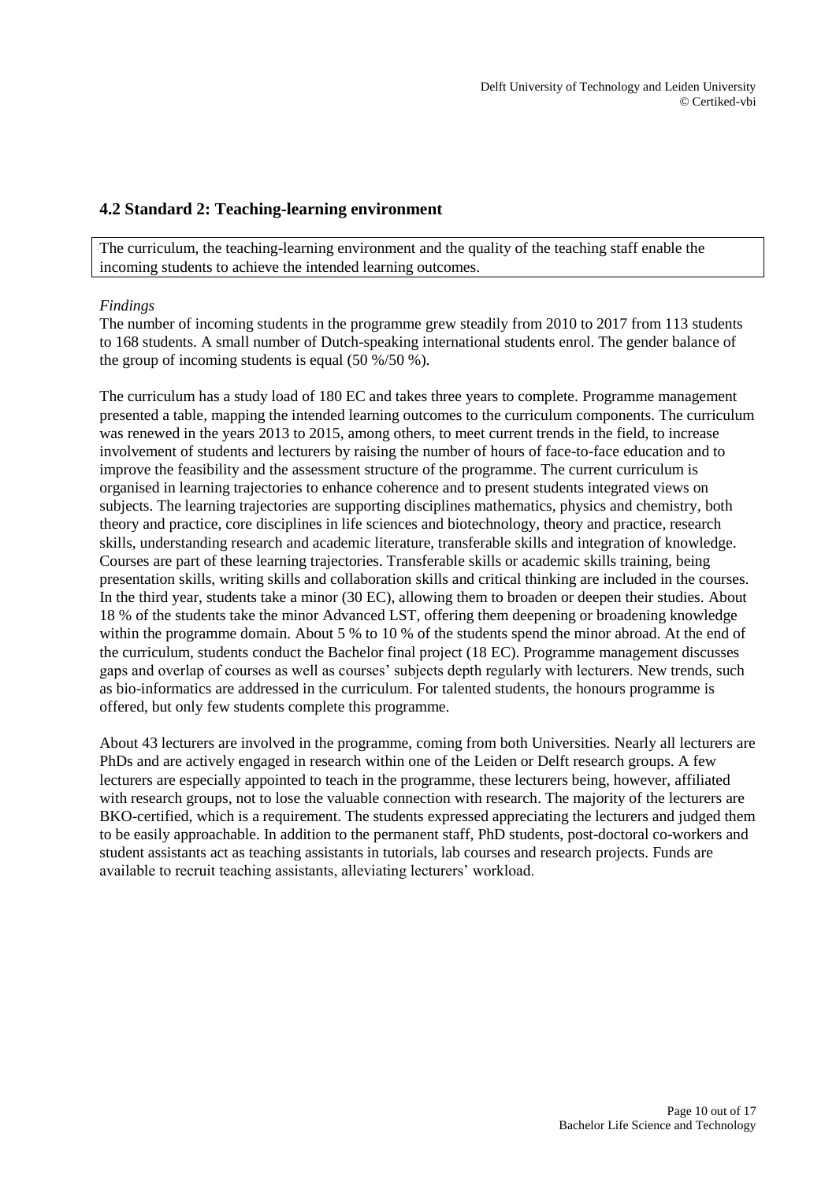## 4.2 Standard 2: Teaching-learning environment

The curriculum, the teaching-learning environment and the quality of the teaching staff enable the incoming students to achieve the intended learning outcomes.

*Findings*

The number of incoming students in the programme grew steadily from 2010 to 2017 from 113 students to 168 students. A small number of Dutch-speaking international students enrol. The gender balance of the group of incoming students is equal (50 %/50 %).

The curriculum has a study load of 180 EC and takes three years to complete. Programme management presented a table, mapping the intended learning outcomes to the curriculum components. The curriculum was renewed in the years 2013 to 2015, among others, to meet current trends in the field, to increase involvement of students and lecturers by raising the number of hours of face-to-face education and to improve the feasibility and the assessment structure of the programme. The current curriculum is organised in learning trajectories to enhance coherence and to present students integrated views on subjects. The learning trajectories are supporting disciplines mathematics, physics and chemistry, both theory and practice, core disciplines in life sciences and biotechnology, theory and practice, research skills, understanding research and academic literature, transferable skills and integration of knowledge. Courses are part of these learning trajectories. Transferable skills or academic skills training, being presentation skills, writing skills and collaboration skills and critical thinking are included in the courses. In the third year, students take a minor (30 EC), allowing them to broaden or deepen their studies. About 18 % of the students take the minor Advanced LST, offering them deepening or broadening knowledge within the programme domain. About 5 % to 10 % of the students spend the minor abroad. At the end of the curriculum, students conduct the Bachelor final project (18 EC). Programme management discusses gaps and overlap of courses as well as courses' subjects depth regularly with lecturers. New trends, such as bio-informatics are addressed in the curriculum. For talented students, the honours programme is offered, but only few students complete this programme.

About 43 lecturers are involved in the programme, coming from both Universities. Nearly all lecturers are PhDs and are actively engaged in research within one of the Leiden or Delft research groups. A few lecturers are especially appointed to teach in the programme, these lecturers being, however, affiliated with research groups, not to lose the valuable connection with research. The majority of the lecturers are BKO-certified, which is a requirement. The students expressed appreciating the lecturers and judged them to be easily approachable. In addition to the permanent staff, PhD students, post-doctoral co-workers and student assistants act as teaching assistants in tutorials, lab courses and research projects. Funds are available to recruit teaching assistants, alleviating lecturers' workload.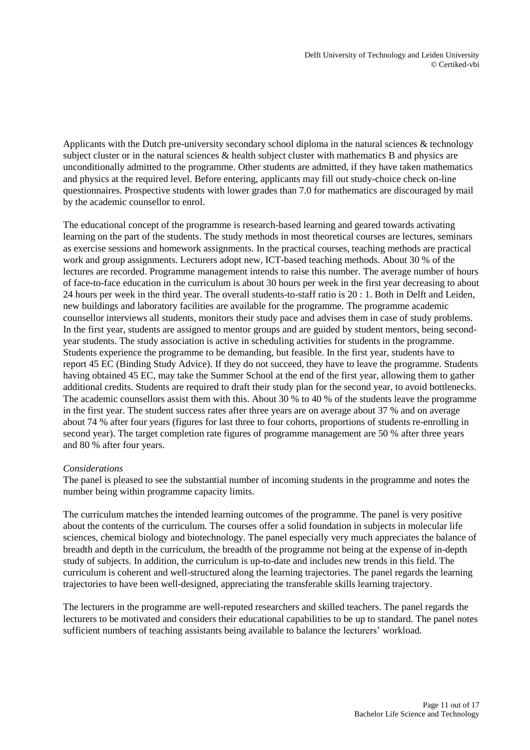Applicants with the Dutch pre-university secondary school diploma in the natural sciences & technology subject cluster or in the natural sciences & health subject cluster with mathematics B and physics are unconditionally admitted to the programme. Other students are admitted, if they have taken mathematics and physics at the required level. Before entering, applicants may fill out study-choice check on-line questionnaires. Prospective students with lower grades than 7.0 for mathematics are discouraged by mail by the academic counsellor to enrol.

The educational concept of the programme is research-based learning and geared towards activating learning on the part of the students. The study methods in most theoretical courses are lectures, seminars as exercise sessions and homework assignments. In the practical courses, teaching methods are practical work and group assignments. Lecturers adopt new, ICT-based teaching methods. About 30 % of the lectures are recorded. Programme management intends to raise this number. The average number of hours of face-to-face education in the curriculum is about 30 hours per week in the first year decreasing to about 24 hours per week in the third year. The overall students-to-staff ratio is 20 : 1. Both in Delft and Leiden, new buildings and laboratory facilities are available for the programme. The programme academic counsellor interviews all students, monitors their study pace and advises them in case of study problems. In the first year, students are assigned to mentor groups and are guided by student mentors, being second-year students. The study association is active in scheduling activities for students in the programme. Students experience the programme to be demanding, but feasible. In the first year, students have to report 45 EC (Binding Study Advice). If they do not succeed, they have to leave the programme. Students having obtained 45 EC, may take the Summer School at the end of the first year, allowing them to gather additional credits. Students are required to draft their study plan for the second year, to avoid bottlenecks. The academic counsellors assist them with this. About 30 % to 40 % of the students leave the programme in the first year. The student success rates after three years are on average about 37 % and on average about 74 % after four years (figures for last three to four cohorts, proportions of students re-enrolling in second year). The target completion rate figures of programme management are 50 % after three years and 80 % after four years.

*Considerations*

The panel is pleased to see the substantial number of incoming students in the programme and notes the number being within programme capacity limits.

The curriculum matches the intended learning outcomes of the programme. The panel is very positive about the contents of the curriculum. The courses offer a solid foundation in subjects in molecular life sciences, chemical biology and biotechnology. The panel especially very much appreciates the balance of breadth and depth in the curriculum, the breadth of the programme not being at the expense of in-depth study of subjects. In addition, the curriculum is up-to-date and includes new trends in this field. The curriculum is coherent and well-structured along the learning trajectories. The panel regards the learning trajectories to have been well-designed, appreciating the transferable skills learning trajectory.

The lecturers in the programme are well-reputed researchers and skilled teachers. The panel regards the lecturers to be motivated and considers their educational capabilities to be up to standard. The panel notes sufficient numbers of teaching assistants being available to balance the lecturers' workload.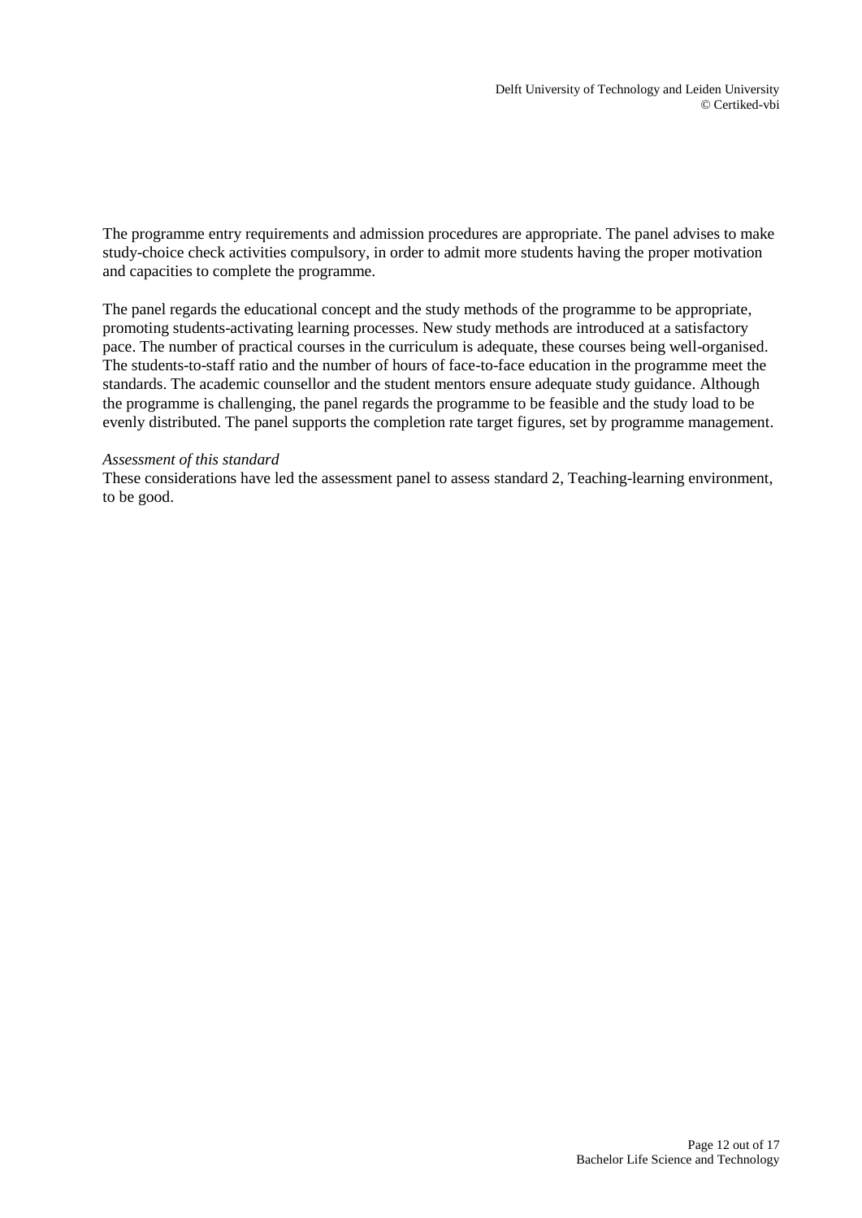The programme entry requirements and admission procedures are appropriate. The panel advises to make study-choice check activities compulsory, in order to admit more students having the proper motivation and capacities to complete the programme.

The panel regards the educational concept and the study methods of the programme to be appropriate, promoting students-activating learning processes. New study methods are introduced at a satisfactory pace. The number of practical courses in the curriculum is adequate, these courses being well-organised. The students-to-staff ratio and the number of hours of face-to-face education in the programme meet the standards. The academic counsellor and the student mentors ensure adequate study guidance. Although the programme is challenging, the panel regards the programme to be feasible and the study load to be evenly distributed. The panel supports the completion rate target figures, set by programme management.

*Assessment of this standard*

These considerations have led the assessment panel to assess standard 2, Teaching-learning environment, to be good.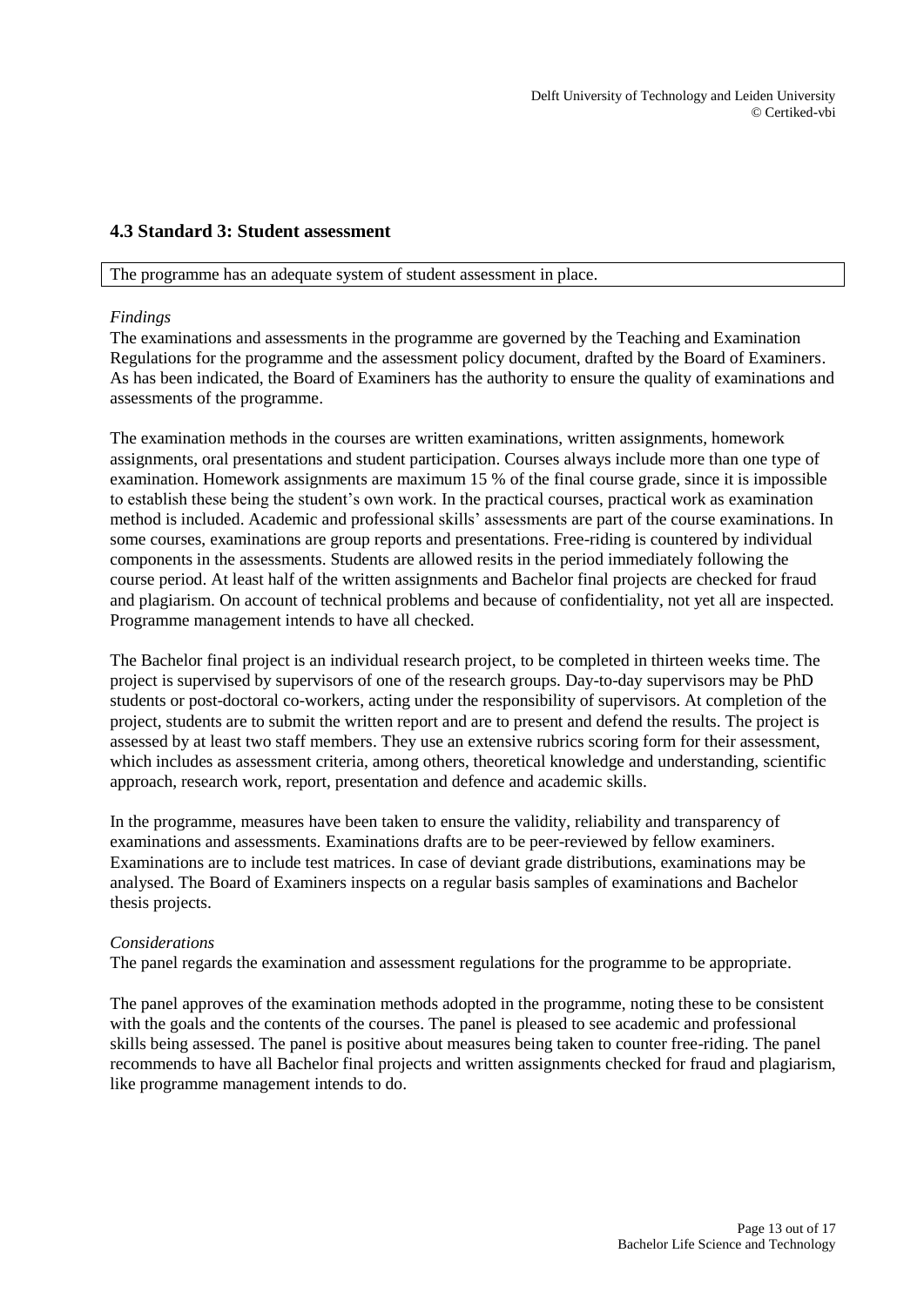## 4.3 Standard 3: Student assessment

The programme has an adequate system of student assessment in place.

*Findings*

The examinations and assessments in the programme are governed by the Teaching and Examination Regulations for the programme and the assessment policy document, drafted by the Board of Examiners. As has been indicated, the Board of Examiners has the authority to ensure the quality of examinations and assessments of the programme.

The examination methods in the courses are written examinations, written assignments, homework assignments, oral presentations and student participation. Courses always include more than one type of examination. Homework assignments are maximum 15 % of the final course grade, since it is impossible to establish these being the student's own work. In the practical courses, practical work as examination method is included. Academic and professional skills' assessments are part of the course examinations. In some courses, examinations are group reports and presentations. Free-riding is countered by individual components in the assessments. Students are allowed resits in the period immediately following the course period. At least half of the written assignments and Bachelor final projects are checked for fraud and plagiarism. On account of technical problems and because of confidentiality, not yet all are inspected. Programme management intends to have all checked.

The Bachelor final project is an individual research project, to be completed in thirteen weeks time. The project is supervised by supervisors of one of the research groups. Day-to-day supervisors may be PhD students or post-doctoral co-workers, acting under the responsibility of supervisors. At completion of the project, students are to submit the written report and are to present and defend the results. The project is assessed by at least two staff members. They use an extensive rubrics scoring form for their assessment, which includes as assessment criteria, among others, theoretical knowledge and understanding, scientific approach, research work, report, presentation and defence and academic skills.

In the programme, measures have been taken to ensure the validity, reliability and transparency of examinations and assessments. Examinations drafts are to be peer-reviewed by fellow examiners. Examinations are to include test matrices. In case of deviant grade distributions, examinations may be analysed. The Board of Examiners inspects on a regular basis samples of examinations and Bachelor thesis projects.

*Considerations*

The panel regards the examination and assessment regulations for the programme to be appropriate.

The panel approves of the examination methods adopted in the programme, noting these to be consistent with the goals and the contents of the courses. The panel is pleased to see academic and professional skills being assessed. The panel is positive about measures being taken to counter free-riding. The panel recommends to have all Bachelor final projects and written assignments checked for fraud and plagiarism, like programme management intends to do.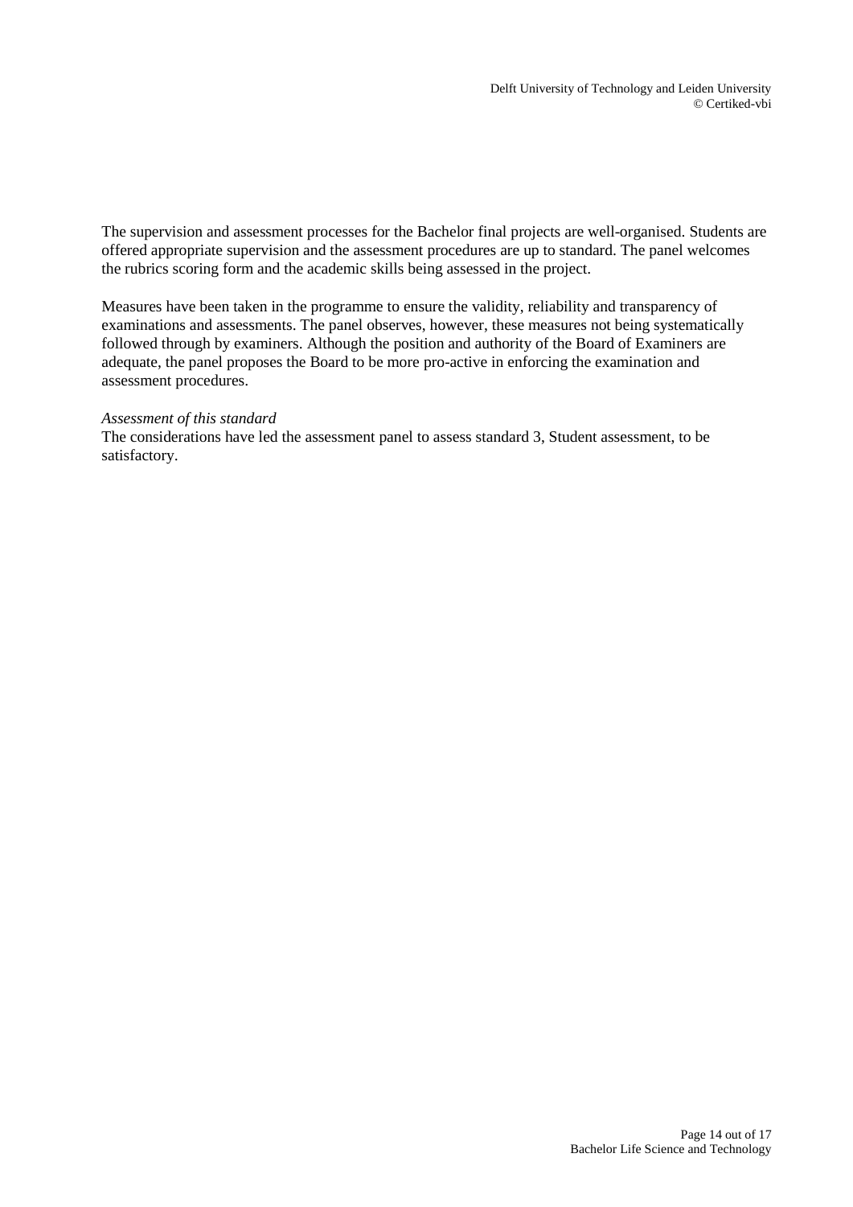The supervision and assessment processes for the Bachelor final projects are well-organised. Students are offered appropriate supervision and the assessment procedures are up to standard. The panel welcomes the rubrics scoring form and the academic skills being assessed in the project.

Measures have been taken in the programme to ensure the validity, reliability and transparency of examinations and assessments. The panel observes, however, these measures not being systematically followed through by examiners. Although the position and authority of the Board of Examiners are adequate, the panel proposes the Board to be more pro-active in enforcing the examination and assessment procedures.

*Assessment of this standard*

The considerations have led the assessment panel to assess standard 3, Student assessment, to be satisfactory.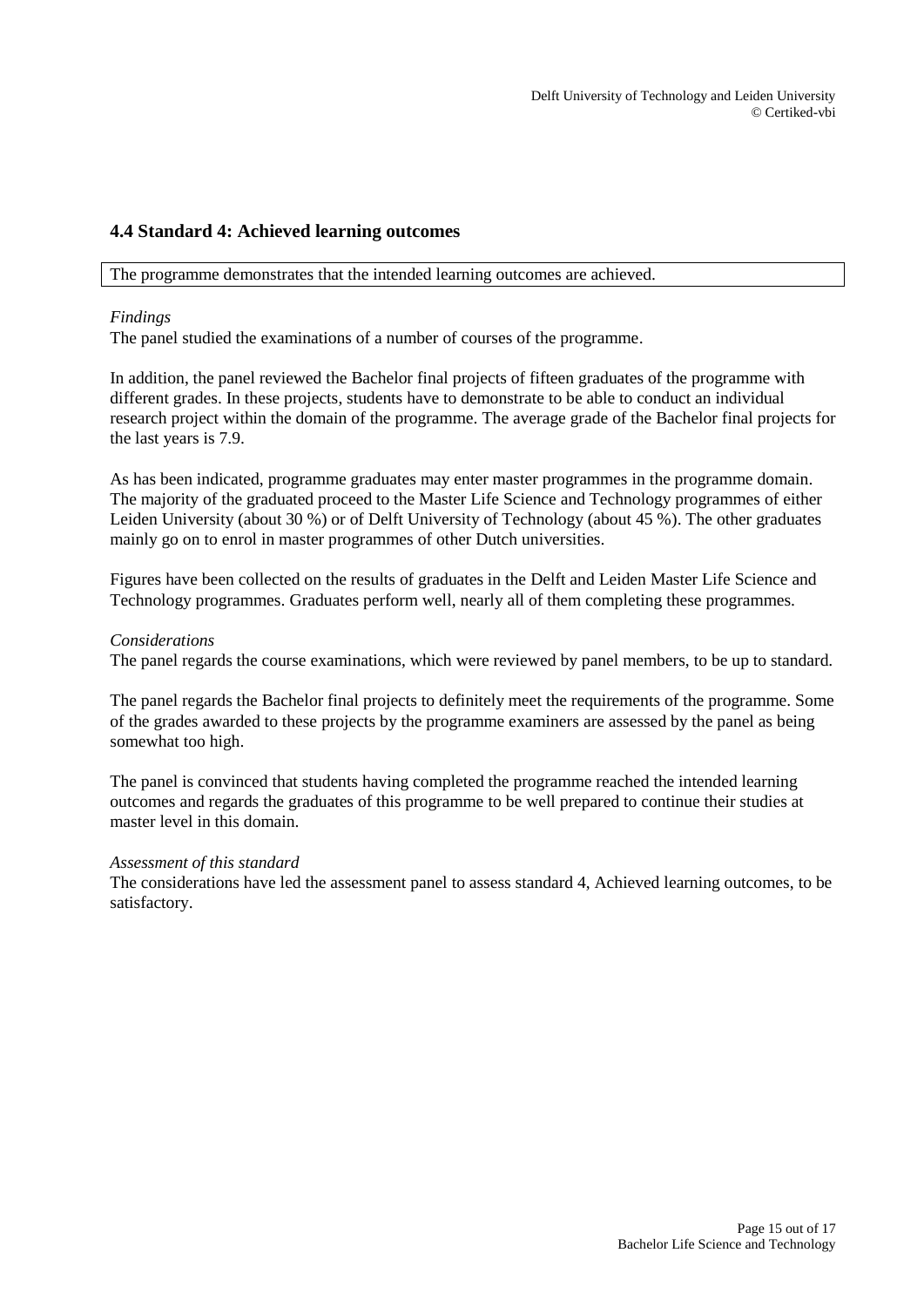## 4.4 Standard 4: Achieved learning outcomes

| The programme demonstrates that the intended learning outcomes are achieved. |
|---|

*Findings*
The panel studied the examinations of a number of courses of the programme.

In addition, the panel reviewed the Bachelor final projects of fifteen graduates of the programme with different grades. In these projects, students have to demonstrate to be able to conduct an individual research project within the domain of the programme. The average grade of the Bachelor final projects for the last years is 7.9.

As has been indicated, programme graduates may enter master programmes in the programme domain. The majority of the graduated proceed to the Master Life Science and Technology programmes of either Leiden University (about 30 %) or of Delft University of Technology (about 45 %). The other graduates mainly go on to enrol in master programmes of other Dutch universities.

Figures have been collected on the results of graduates in the Delft and Leiden Master Life Science and Technology programmes. Graduates perform well, nearly all of them completing these programmes.

*Considerations*
The panel regards the course examinations, which were reviewed by panel members, to be up to standard.

The panel regards the Bachelor final projects to definitely meet the requirements of the programme. Some of the grades awarded to these projects by the programme examiners are assessed by the panel as being somewhat too high.

The panel is convinced that students having completed the programme reached the intended learning outcomes and regards the graduates of this programme to be well prepared to continue their studies at master level in this domain.

*Assessment of this standard*
The considerations have led the assessment panel to assess standard 4, Achieved learning outcomes, to be satisfactory.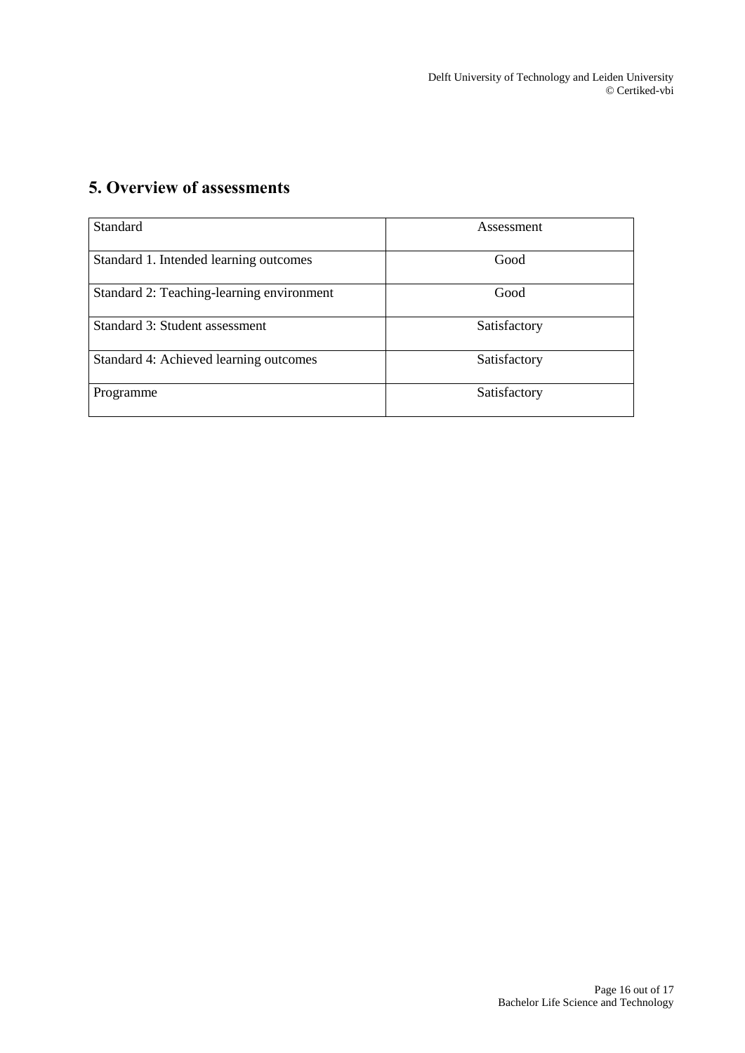# 5. Overview of assessments

| Standard | Assessment |
|---|---|
| Standard 1. Intended learning outcomes | Good |
| Standard 2: Teaching-learning environment | Good |
| Standard 3: Student assessment | Satisfactory |
| Standard 4: Achieved learning outcomes | Satisfactory |
| Programme | Satisfactory |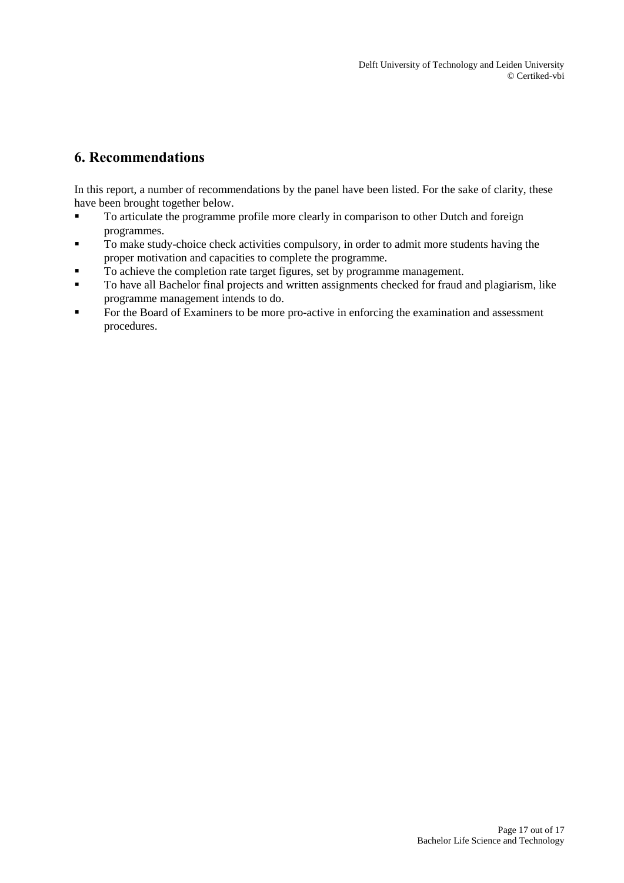## 6. Recommendations

In this report, a number of recommendations by the panel have been listed. For the sake of clarity, these have been brought together below.

- To articulate the programme profile more clearly in comparison to other Dutch and foreign programmes.
- To make study-choice check activities compulsory, in order to admit more students having the proper motivation and capacities to complete the programme.
- To achieve the completion rate target figures, set by programme management.
- To have all Bachelor final projects and written assignments checked for fraud and plagiarism, like programme management intends to do.
- For the Board of Examiners to be more pro-active in enforcing the examination and assessment procedures.